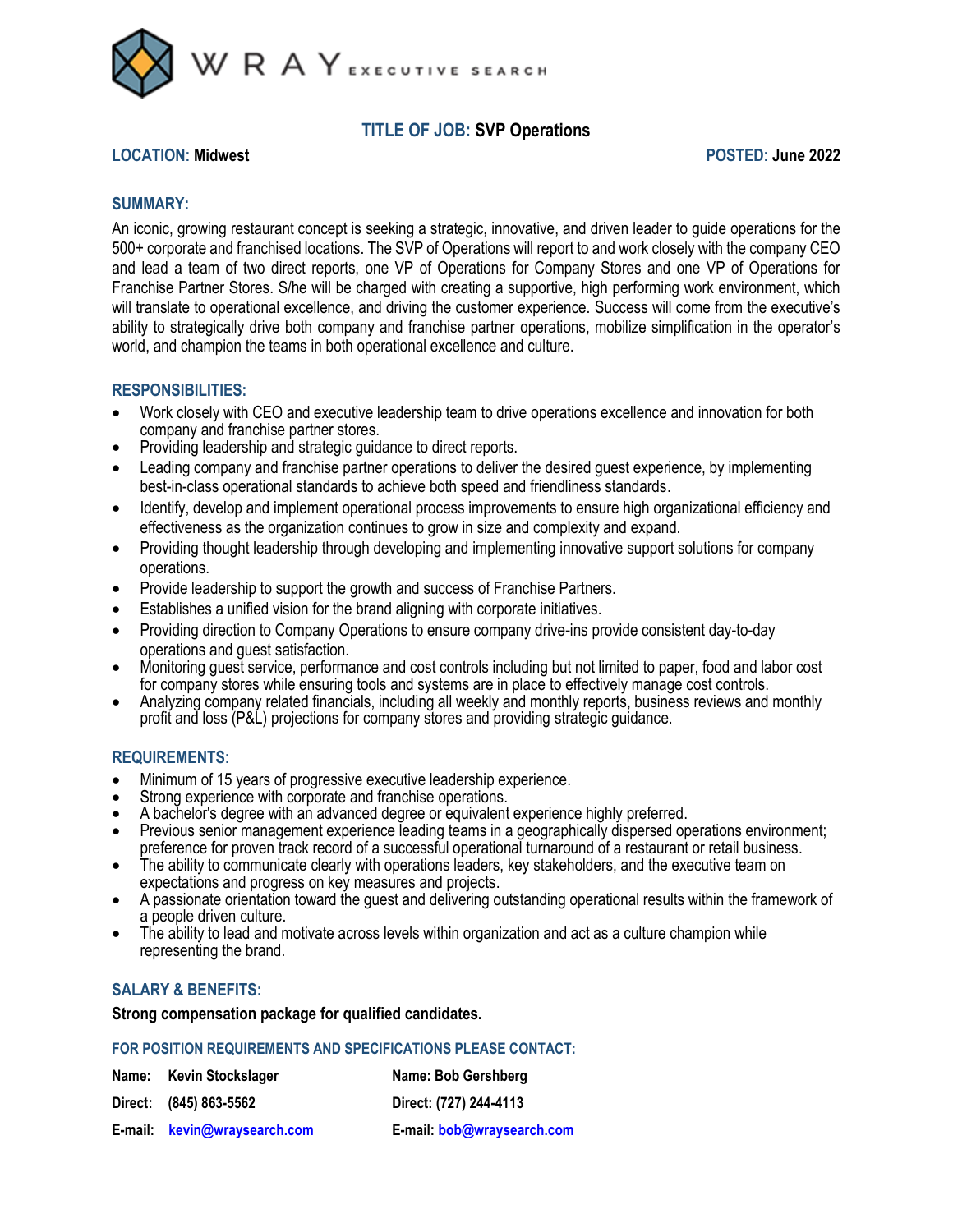WRAY EXECUTIVE SEARCH

# TITLE OF JOB: SVP Operations

**LOCATION:** Midwest

**POSTED:** June 2022

## SUMMARY:

An iconic, growing restaurant concept is seeking a strategic, innovative, and driven leader to guide operations for the 500+ corporate and franchised locations. The SVP of Operations will report to and work closely with the company CEO and lead a team of two direct reports, one VP of Operations for Company Stores and one VP of Operations for Franchise Partner Stores. S/he will be charged with creating a supportive, high performing work environment, which will translate to operational excellence, and driving the customer experience. Success will come from the executive's ability to strategically drive both company and franchise partner operations, mobilize simplification in the operator's world, and champion the teams in both operational excellence and culture.

## RESPONSIBILITIES:

- Work closely with CEO and executive leadership team to drive operations excellence and innovation for both company and franchise partner stores.
- Providing leadership and strategic guidance to direct reports.
- Leading company and franchise partner operations to deliver the desired guest experience, by implementing best-in-class operational standards to achieve both speed and friendliness standards.
- Identify, develop and implement operational process improvements to ensure high organizational efficiency and effectiveness as the organization continues to grow in size and complexity and expand.
- Providing thought leadership through developing and implementing innovative support solutions for company operations.
- Provide leadership to support the growth and success of Franchise Partners.
- Establishes a unified vision for the brand aligning with corporate initiatives.
- Providing direction to Company Operations to ensure company drive-ins provide consistent day-to-day operations and guest satisfaction.
- Monitoring guest service, performance and cost controls including but not limited to paper, food and labor cost for company stores while ensuring tools and systems are in place to effectively manage cost controls.
- Analyzing company related financials, including all weekly and monthly reports, business reviews and monthly profit and loss (P&L) projections for company stores and providing strategic guidance.

## REQUIREMENTS:

- Minimum of 15 years of progressive executive leadership experience.
- Strong experience with corporate and franchise operations.
- A bachelor's degree with an advanced degree or equivalent experience highly preferred.
- Previous senior management experience leading teams in a geographically dispersed operations environment; preference for proven track record of a successful operational turnaround of a restaurant or retail business.
- The ability to communicate clearly with operations leaders, key stakeholders, and the executive team on expectations and progress on key measures and projects.
- A passionate orientation toward the guest and delivering outstanding operational results within the framework of a people driven culture.
- The ability to lead and motivate across levels within organization and act as a culture champion while representing the brand.

## SALARY & BENEFITS:

**Strong compensation package for qualified candidates.**

### FOR POSITION REQUIREMENTS AND SPECIFICATIONS PLEASE CONTACT:

**Name:** Kevin Stockslager
**Direct:** (845) 863-5562
**E-mail:** kevin@wraysearch.com

**Name:** Bob Gershberg
**Direct:** (727) 244-4113
**E-mail:** bob@wraysearch.com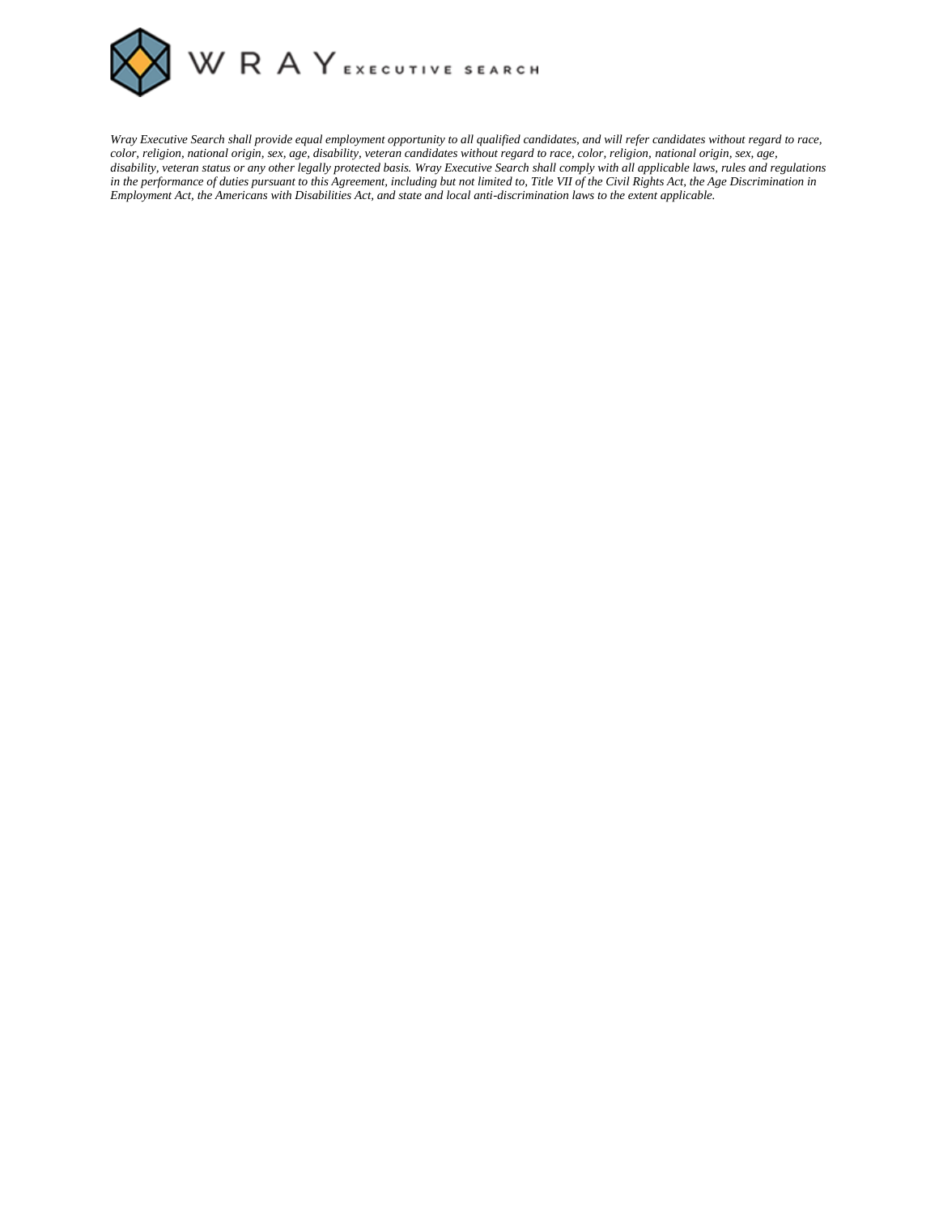*Wray Executive Search shall provide equal employment opportunity to all qualified candidates, and will refer candidates without regard to race, color, religion, national origin, sex, age, disability, veteran candidates without regard to race, color, religion, national origin, sex, age, disability, veteran status or any other legally protected basis. Wray Executive Search shall comply with all applicable laws, rules and regulations in the performance of duties pursuant to this Agreement, including but not limited to, Title VII of the Civil Rights Act, the Age Discrimination in Employment Act, the Americans with Disabilities Act, and state and local anti-discrimination laws to the extent applicable.*